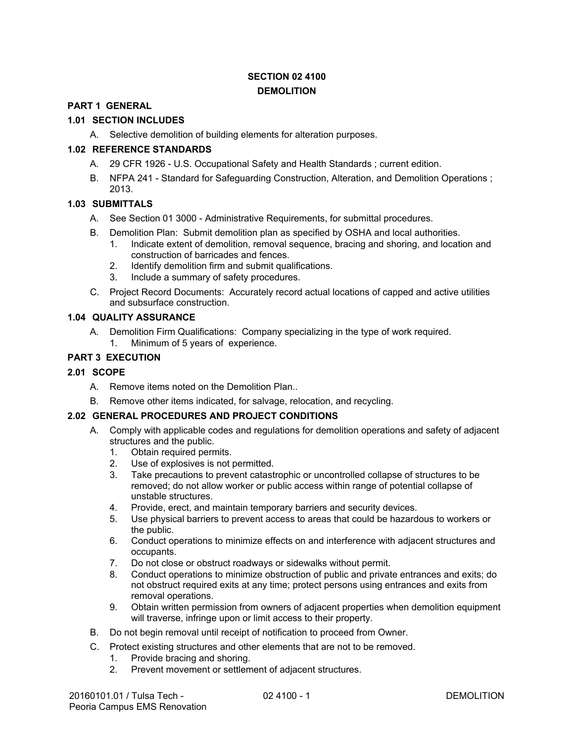# SECTION 02 4100
# DEMOLITION

## PART 1 GENERAL

### 1.01 SECTION INCLUDES

A. Selective demolition of building elements for alteration purposes.

### 1.02 REFERENCE STANDARDS

A. 29 CFR 1926 - U.S. Occupational Safety and Health Standards ; current edition.

B. NFPA 241 - Standard for Safeguarding Construction, Alteration, and Demolition Operations ; 2013.

### 1.03 SUBMITTALS

A. See Section 01 3000 - Administrative Requirements, for submittal procedures.

B. Demolition Plan: Submit demolition plan as specified by OSHA and local authorities.
   1. Indicate extent of demolition, removal sequence, bracing and shoring, and location and construction of barricades and fences.
   2. Identify demolition firm and submit qualifications.
   3. Include a summary of safety procedures.

C. Project Record Documents: Accurately record actual locations of capped and active utilities and subsurface construction.

### 1.04 QUALITY ASSURANCE

A. Demolition Firm Qualifications: Company specializing in the type of work required.
   1. Minimum of 5 years of experience.

## PART 3 EXECUTION

### 2.01 SCOPE

A. Remove items noted on the Demolition Plan..

B. Remove other items indicated, for salvage, relocation, and recycling.

### 2.02 GENERAL PROCEDURES AND PROJECT CONDITIONS

A. Comply with applicable codes and regulations for demolition operations and safety of adjacent structures and the public.
   1. Obtain required permits.
   2. Use of explosives is not permitted.
   3. Take precautions to prevent catastrophic or uncontrolled collapse of structures to be removed; do not allow worker or public access within range of potential collapse of unstable structures.
   4. Provide, erect, and maintain temporary barriers and security devices.
   5. Use physical barriers to prevent access to areas that could be hazardous to workers or the public.
   6. Conduct operations to minimize effects on and interference with adjacent structures and occupants.
   7. Do not close or obstruct roadways or sidewalks without permit.
   8. Conduct operations to minimize obstruction of public and private entrances and exits; do not obstruct required exits at any time; protect persons using entrances and exits from removal operations.
   9. Obtain written permission from owners of adjacent properties when demolition equipment will traverse, infringe upon or limit access to their property.

B. Do not begin removal until receipt of notification to proceed from Owner.

C. Protect existing structures and other elements that are not to be removed.
   1. Provide bracing and shoring.
   2. Prevent movement or settlement of adjacent structures.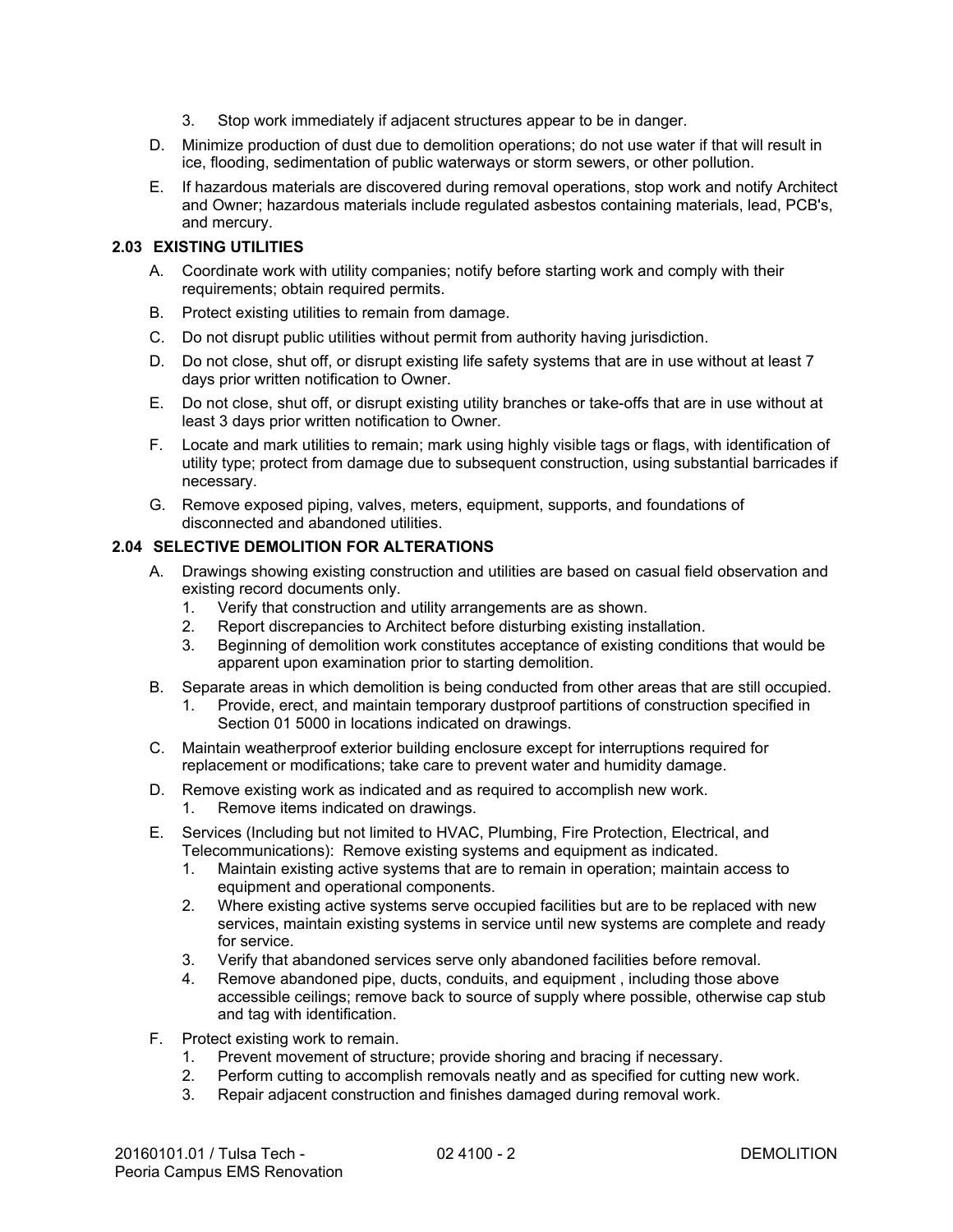3. Stop work immediately if adjacent structures appear to be in danger.

D. Minimize production of dust due to demolition operations; do not use water if that will result in ice, flooding, sedimentation of public waterways or storm sewers, or other pollution.

E. If hazardous materials are discovered during removal operations, stop work and notify Architect and Owner; hazardous materials include regulated asbestos containing materials, lead, PCB's, and mercury.

### 2.03 EXISTING UTILITIES

A. Coordinate work with utility companies; notify before starting work and comply with their requirements; obtain required permits.

B. Protect existing utilities to remain from damage.

C. Do not disrupt public utilities without permit from authority having jurisdiction.

D. Do not close, shut off, or disrupt existing life safety systems that are in use without at least 7 days prior written notification to Owner.

E. Do not close, shut off, or disrupt existing utility branches or take-offs that are in use without at least 3 days prior written notification to Owner.

F. Locate and mark utilities to remain; mark using highly visible tags or flags, with identification of utility type; protect from damage due to subsequent construction, using substantial barricades if necessary.

G. Remove exposed piping, valves, meters, equipment, supports, and foundations of disconnected and abandoned utilities.

### 2.04 SELECTIVE DEMOLITION FOR ALTERATIONS

A. Drawings showing existing construction and utilities are based on casual field observation and existing record documents only.
   1. Verify that construction and utility arrangements are as shown.
   2. Report discrepancies to Architect before disturbing existing installation.
   3. Beginning of demolition work constitutes acceptance of existing conditions that would be apparent upon examination prior to starting demolition.

B. Separate areas in which demolition is being conducted from other areas that are still occupied.
   1. Provide, erect, and maintain temporary dustproof partitions of construction specified in Section 01 5000 in locations indicated on drawings.

C. Maintain weatherproof exterior building enclosure except for interruptions required for replacement or modifications; take care to prevent water and humidity damage.

D. Remove existing work as indicated and as required to accomplish new work.
   1. Remove items indicated on drawings.

E. Services (Including but not limited to HVAC, Plumbing, Fire Protection, Electrical, and Telecommunications): Remove existing systems and equipment as indicated.
   1. Maintain existing active systems that are to remain in operation; maintain access to equipment and operational components.
   2. Where existing active systems serve occupied facilities but are to be replaced with new services, maintain existing systems in service until new systems are complete and ready for service.
   3. Verify that abandoned services serve only abandoned facilities before removal.
   4. Remove abandoned pipe, ducts, conduits, and equipment , including those above accessible ceilings; remove back to source of supply where possible, otherwise cap stub and tag with identification.

F. Protect existing work to remain.
   1. Prevent movement of structure; provide shoring and bracing if necessary.
   2. Perform cutting to accomplish removals neatly and as specified for cutting new work.
   3. Repair adjacent construction and finishes damaged during removal work.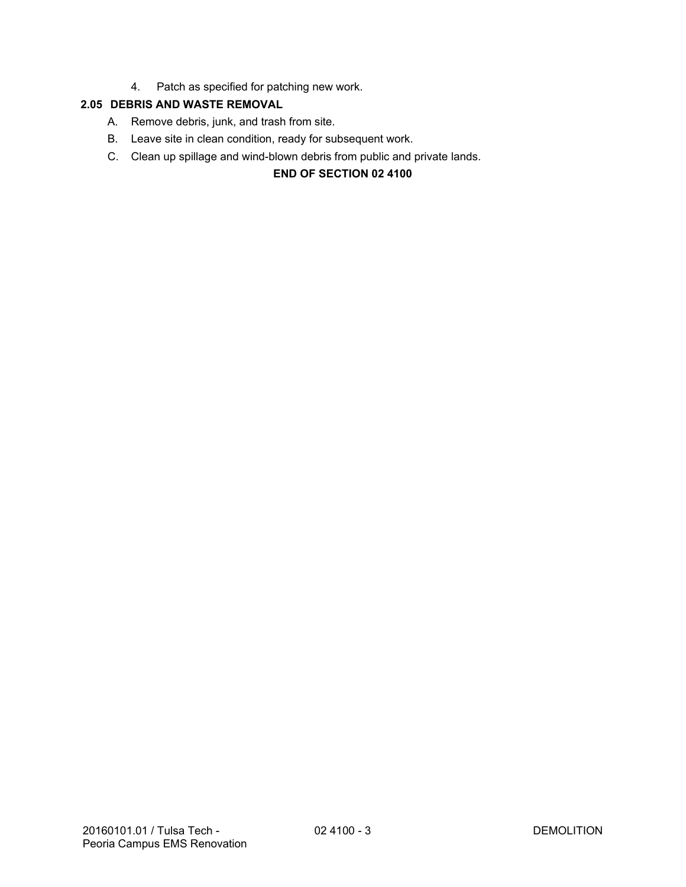4. Patch as specified for patching new work.

**2.05 DEBRIS AND WASTE REMOVAL**

A. Remove debris, junk, and trash from site.

B. Leave site in clean condition, ready for subsequent work.

C. Clean up spillage and wind-blown debris from public and private lands.

**END OF SECTION 02 4100**